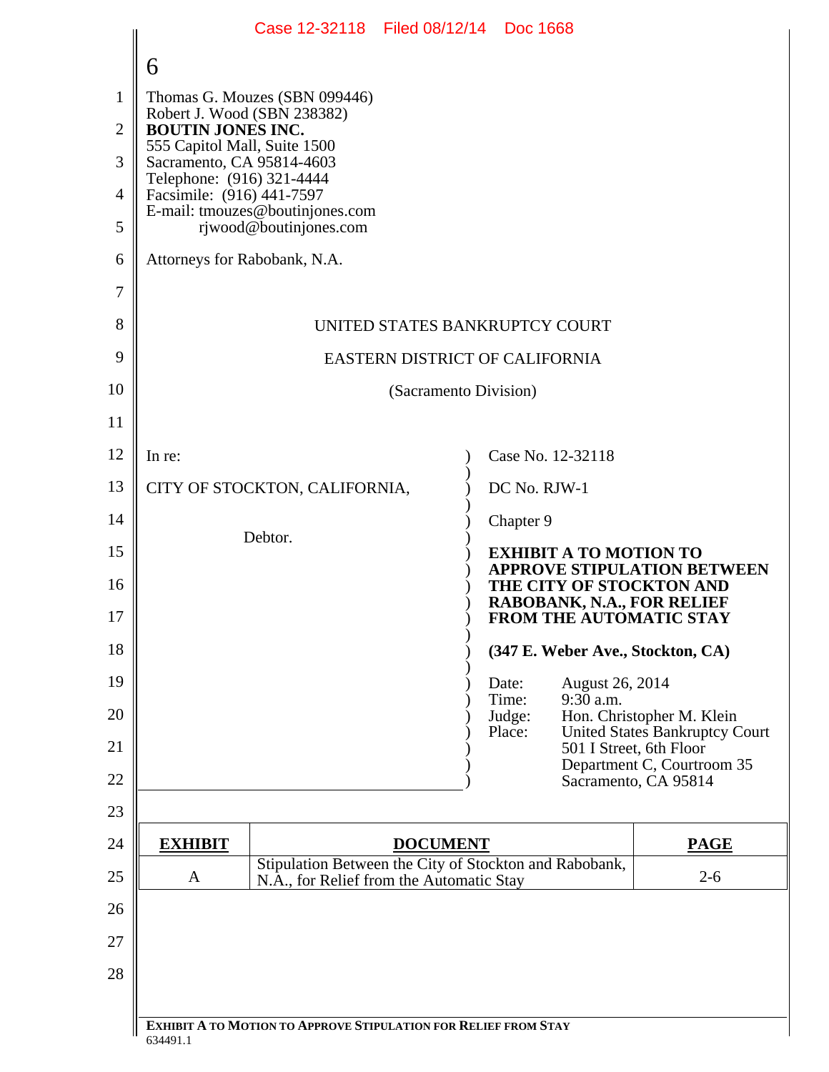6

Thomas G. Mouzes (SBN 099446)
Robert J. Wood (SBN 238382)
**BOUTIN JONES INC.**
555 Capitol Mall, Suite 1500
Sacramento, CA 95814-4603
Telephone: (916) 321-4444
Facsimile: (916) 441-7597
E-mail: tmouzes@boutinjones.com
rjwood@boutinjones.com

Attorneys for Rabobank, N.A.

UNITED STATES BANKRUPTCY COURT

EASTERN DISTRICT OF CALIFORNIA

(Sacramento Division)

In re:

CITY OF STOCKTON, CALIFORNIA,

Debtor.

Case No. 12-32118

DC No. RJW-1

Chapter 9

**EXHIBIT A TO MOTION TO APPROVE STIPULATION BETWEEN THE CITY OF STOCKTON AND RABOBANK, N.A., FOR RELIEF FROM THE AUTOMATIC STAY**

**(347 E. Weber Ave., Stockton, CA)**

Date: August 26, 2014
Time: 9:30 a.m.
Judge: Hon. Christopher M. Klein
Place: United States Bankruptcy Court
501 I Street, 6th Floor
Department C, Courtroom 35
Sacramento, CA 95814

| **EXHIBIT** | **DOCUMENT** | **PAGE** |
|---|---|---|
| A | Stipulation Between the City of Stockton and Rabobank, N.A., for Relief from the Automatic Stay | 2-6 |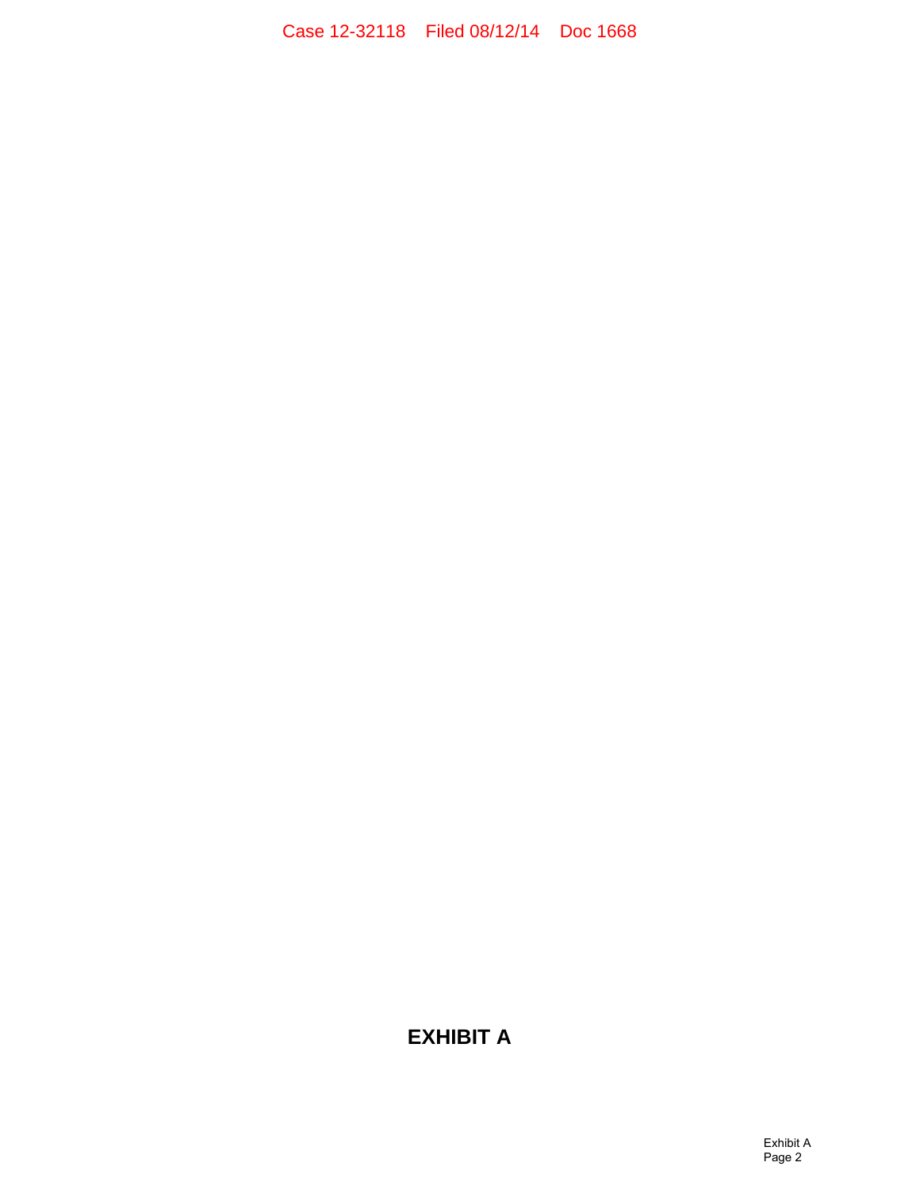# EXHIBIT A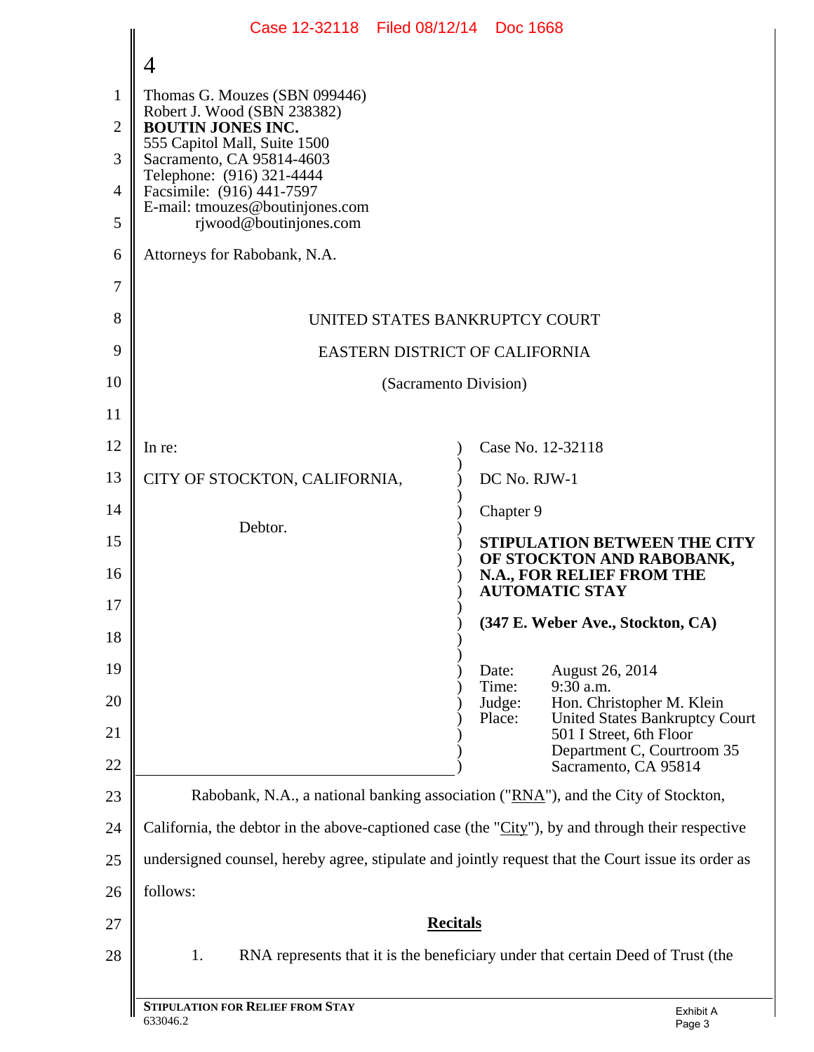4

Thomas G. Mouzes (SBN 099446)
Robert J. Wood (SBN 238382)
**BOUTIN JONES INC.**
555 Capitol Mall, Suite 1500
Sacramento, CA 95814-4603
Telephone: (916) 321-4444
Facsimile: (916) 441-7597
E-mail: tmouzes@boutinjones.com
rjwood@boutinjones.com

Attorneys for Rabobank, N.A.

UNITED STATES BANKRUPTCY COURT

EASTERN DISTRICT OF CALIFORNIA

(Sacramento Division)

| | |
|---|---|
| In re:<br><br>CITY OF STOCKTON, CALIFORNIA,<br><br>Debtor. | Case No. 12-32118<br><br>DC No. RJW-1<br><br>Chapter 9<br><br>**STIPULATION BETWEEN THE CITY OF STOCKTON AND RABOBANK, N.A., FOR RELIEF FROM THE AUTOMATIC STAY**<br><br>**(347 E. Weber Ave., Stockton, CA)**<br><br>Date: August 26, 2014<br>Time: 9:30 a.m.<br>Judge: Hon. Christopher M. Klein<br>Place: United States Bankruptcy Court, 501 I Street, 6th Floor, Department C, Courtroom 35, Sacramento, CA 95814 |

Rabobank, N.A., a national banking association ("RNA"), and the City of Stockton, California, the debtor in the above-captioned case (the "City"), by and through their respective undersigned counsel, hereby agree, stipulate and jointly request that the Court issue its order as follows:

## Recitals

1. RNA represents that it is the beneficiary under that certain Deed of Trust (the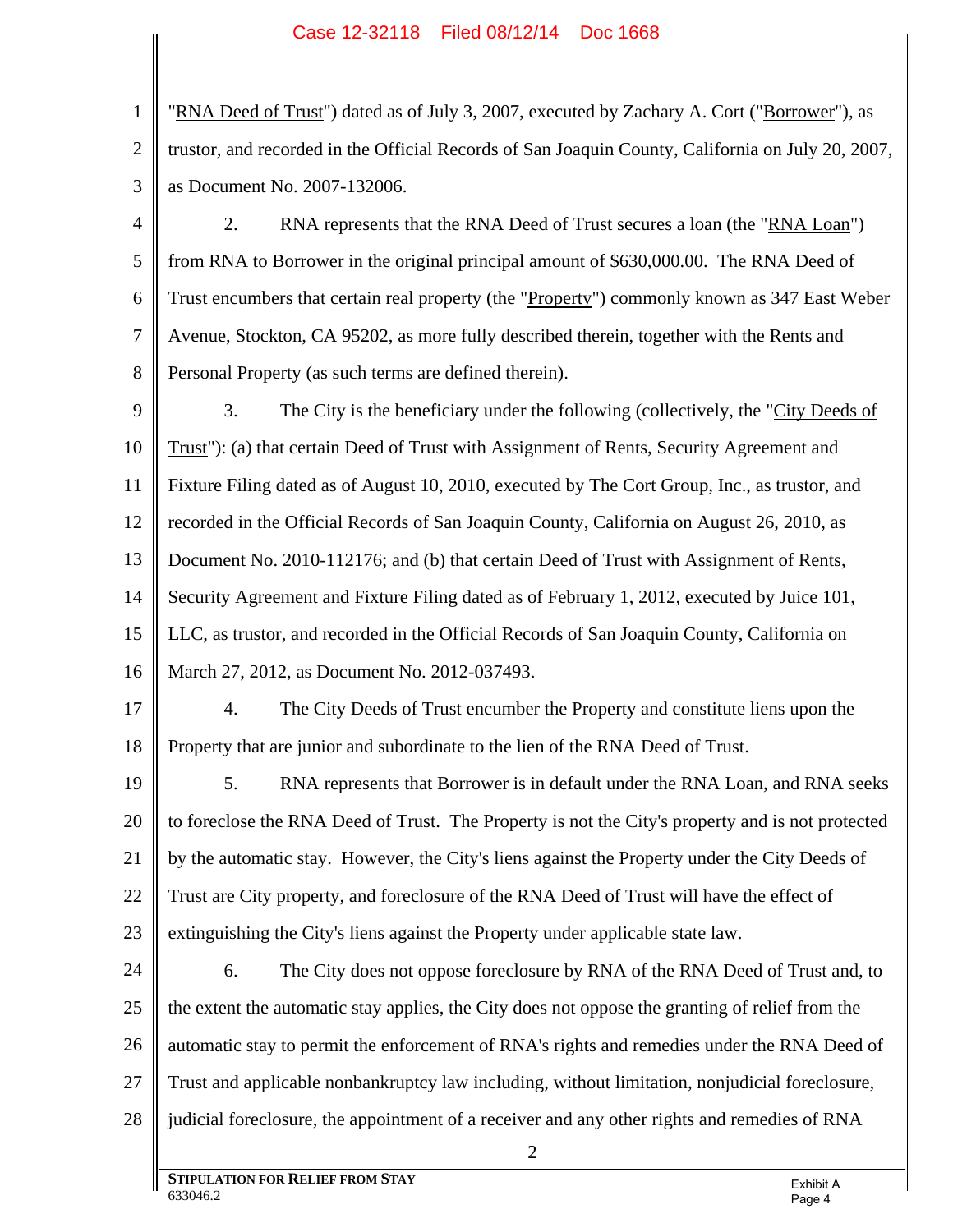"RNA Deed of Trust") dated as of July 3, 2007, executed by Zachary A. Cort ("Borrower"), as trustor, and recorded in the Official Records of San Joaquin County, California on July 20, 2007, as Document No. 2007-132006.

2. RNA represents that the RNA Deed of Trust secures a loan (the "RNA Loan") from RNA to Borrower in the original principal amount of $630,000.00. The RNA Deed of Trust encumbers that certain real property (the "Property") commonly known as 347 East Weber Avenue, Stockton, CA 95202, as more fully described therein, together with the Rents and Personal Property (as such terms are defined therein).

3. The City is the beneficiary under the following (collectively, the "City Deeds of Trust"): (a) that certain Deed of Trust with Assignment of Rents, Security Agreement and Fixture Filing dated as of August 10, 2010, executed by The Cort Group, Inc., as trustor, and recorded in the Official Records of San Joaquin County, California on August 26, 2010, as Document No. 2010-112176; and (b) that certain Deed of Trust with Assignment of Rents, Security Agreement and Fixture Filing dated as of February 1, 2012, executed by Juice 101, LLC, as trustor, and recorded in the Official Records of San Joaquin County, California on March 27, 2012, as Document No. 2012-037493.

4. The City Deeds of Trust encumber the Property and constitute liens upon the Property that are junior and subordinate to the lien of the RNA Deed of Trust.

5. RNA represents that Borrower is in default under the RNA Loan, and RNA seeks to foreclose the RNA Deed of Trust. The Property is not the City's property and is not protected by the automatic stay. However, the City's liens against the Property under the City Deeds of Trust are City property, and foreclosure of the RNA Deed of Trust will have the effect of extinguishing the City's liens against the Property under applicable state law.

6. The City does not oppose foreclosure by RNA of the RNA Deed of Trust and, to the extent the automatic stay applies, the City does not oppose the granting of relief from the automatic stay to permit the enforcement of RNA's rights and remedies under the RNA Deed of Trust and applicable nonbankruptcy law including, without limitation, nonjudicial foreclosure, judicial foreclosure, the appointment of a receiver and any other rights and remedies of RNA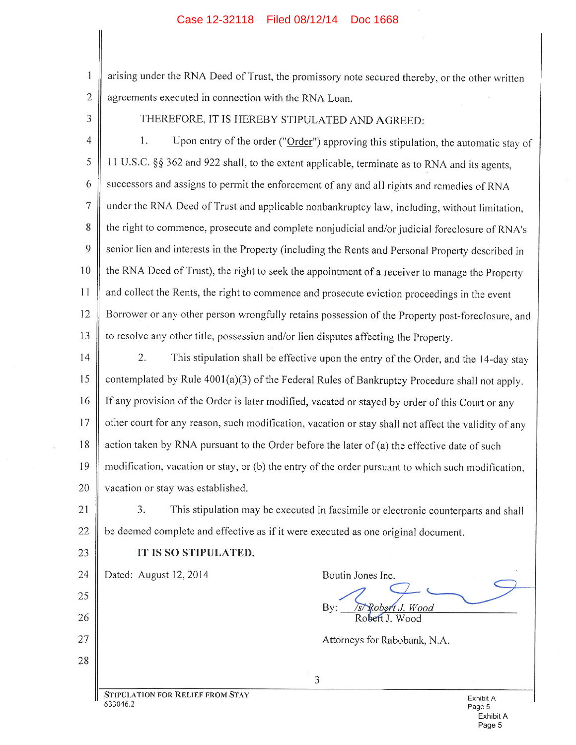arising under the RNA Deed of Trust, the promissory note secured thereby, or the other written agreements executed in connection with the RNA Loan.

THEREFORE, IT IS HEREBY STIPULATED AND AGREED:

1. Upon entry of the order ("Order") approving this stipulation, the automatic stay of 11 U.S.C. §§ 362 and 922 shall, to the extent applicable, terminate as to RNA and its agents, successors and assigns to permit the enforcement of any and all rights and remedies of RNA under the RNA Deed of Trust and applicable nonbankruptcy law, including, without limitation, the right to commence, prosecute and complete nonjudicial and/or judicial foreclosure of RNA's senior lien and interests in the Property (including the Rents and Personal Property described in the RNA Deed of Trust), the right to seek the appointment of a receiver to manage the Property and collect the Rents, the right to commence and prosecute eviction proceedings in the event Borrower or any other person wrongfully retains possession of the Property post-foreclosure, and to resolve any other title, possession and/or lien disputes affecting the Property.

2. This stipulation shall be effective upon the entry of the Order, and the 14-day stay contemplated by Rule 4001(a)(3) of the Federal Rules of Bankruptcy Procedure shall not apply. If any provision of the Order is later modified, vacated or stayed by order of this Court or any other court for any reason, such modification, vacation or stay shall not affect the validity of any action taken by RNA pursuant to the Order before the later of (a) the effective date of such modification, vacation or stay, or (b) the entry of the order pursuant to which such modification, vacation or stay was established.

3. This stipulation may be executed in facsimile or electronic counterparts and shall be deemed complete and effective as if it were executed as one original document.

**IT IS SO STIPULATED.**

Dated: August 12, 2014

Boutin Jones Inc.

By: _/s/ Robert J. Wood_
Robert J. Wood

Attorneys for Rabobank, N.A.

STIPULATION FOR RELIEF FROM STAY
633046.2

Exhibit A
Page 5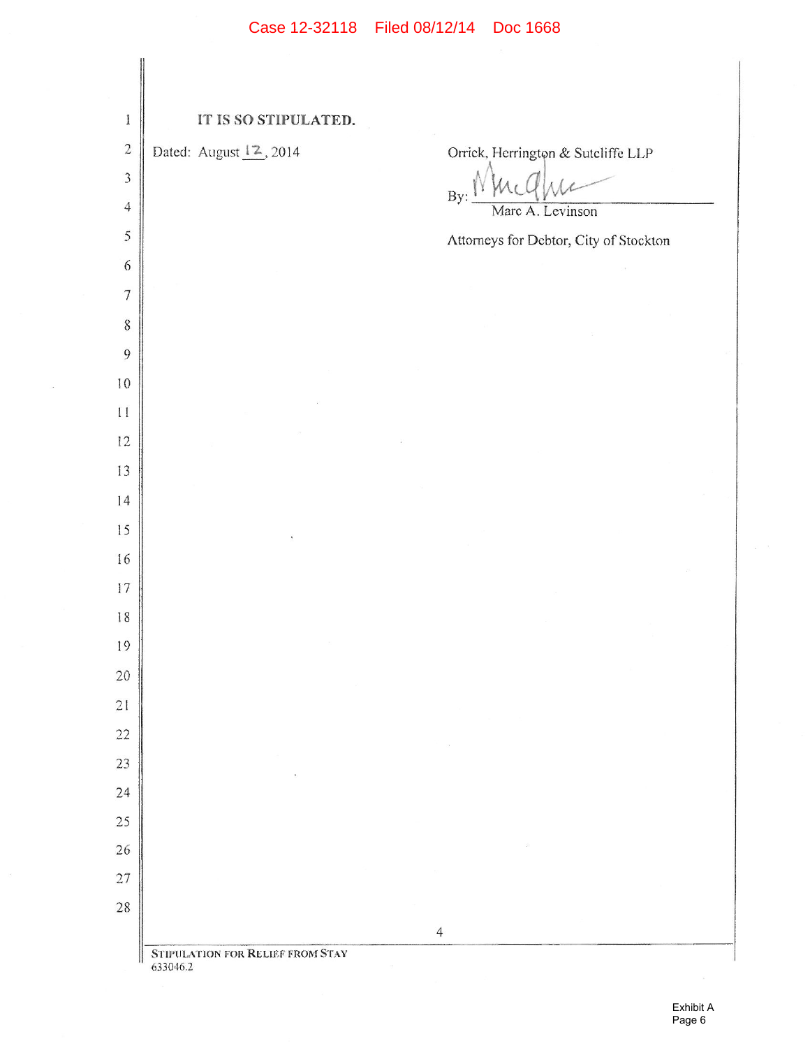**IT IS SO STIPULATED.**

Dated: August 12, 2014

Orrick, Herrington & Sutcliffe LLP

By: ______________________
Marc A. Levinson

Attorneys for Debtor, City of Stockton

STIPULATION FOR RELIEF FROM STAY
633046.2